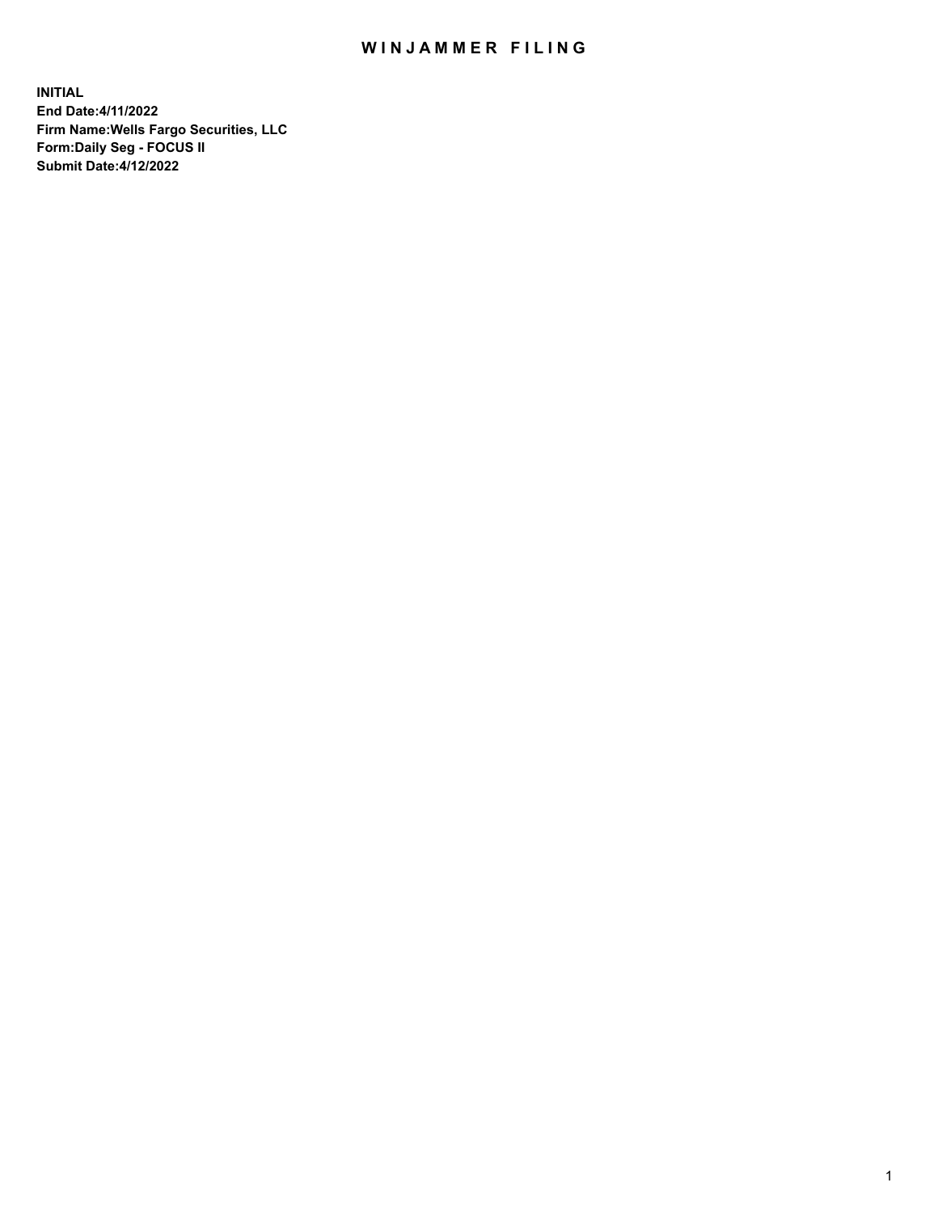# WINJAMMER FILING

**INITIAL**
**End Date:4/11/2022**
**Firm Name:Wells Fargo Securities, LLC**
**Form:Daily Seg - FOCUS II**
**Submit Date:4/12/2022**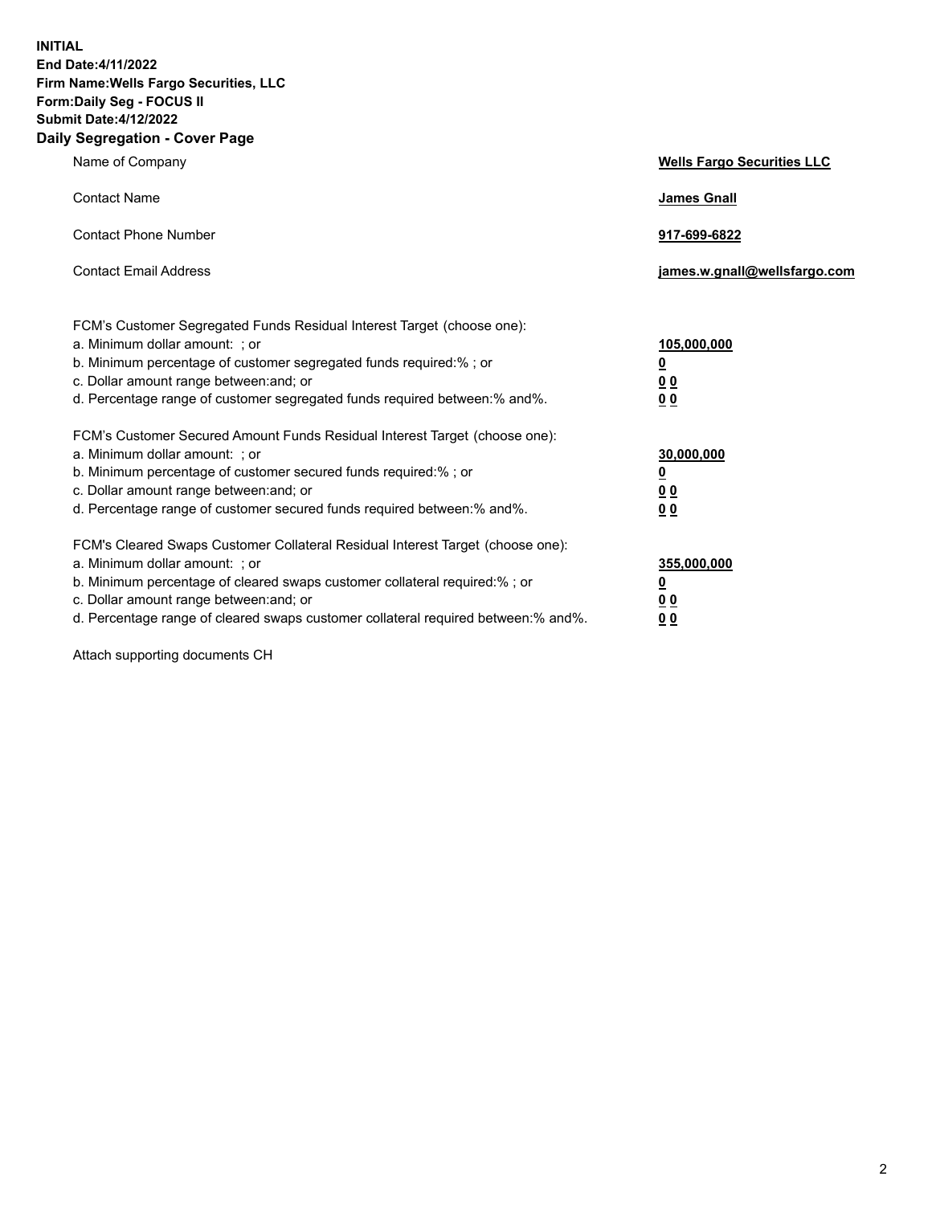**INITIAL**
**End Date:4/11/2022**
**Firm Name:Wells Fargo Securities, LLC**
**Form:Daily Seg - FOCUS II**
**Submit Date:4/12/2022**

## Daily Segregation - Cover Page

| | |
|---|---|
| Name of Company | **Wells Fargo Securities LLC** |
| Contact Name | **James Gnall** |
| Contact Phone Number | **917-699-6822** |
| Contact Email Address | **james.w.gnall@wellsfargo.com** |

| | |
|---|---|
| FCM's Customer Segregated Funds Residual Interest Target (choose one): | |
| a. Minimum dollar amount: ; or | **105,000,000** |
| b. Minimum percentage of customer segregated funds required:% ; or | **0** |
| c. Dollar amount range between:and; or | **0 0** |
| d. Percentage range of customer segregated funds required between:% and%. | **0 0** |
| FCM's Customer Secured Amount Funds Residual Interest Target (choose one): | |
| a. Minimum dollar amount: ; or | **30,000,000** |
| b. Minimum percentage of customer secured funds required:% ; or | **0** |
| c. Dollar amount range between:and; or | **0 0** |
| d. Percentage range of customer secured funds required between:% and%. | **0 0** |
| FCM's Cleared Swaps Customer Collateral Residual Interest Target (choose one): | |
| a. Minimum dollar amount: ; or | **355,000,000** |
| b. Minimum percentage of cleared swaps customer collateral required:% ; or | **0** |
| c. Dollar amount range between:and; or | **0 0** |
| d. Percentage range of cleared swaps customer collateral required between:% and%. | **0 0** |

Attach supporting documents CH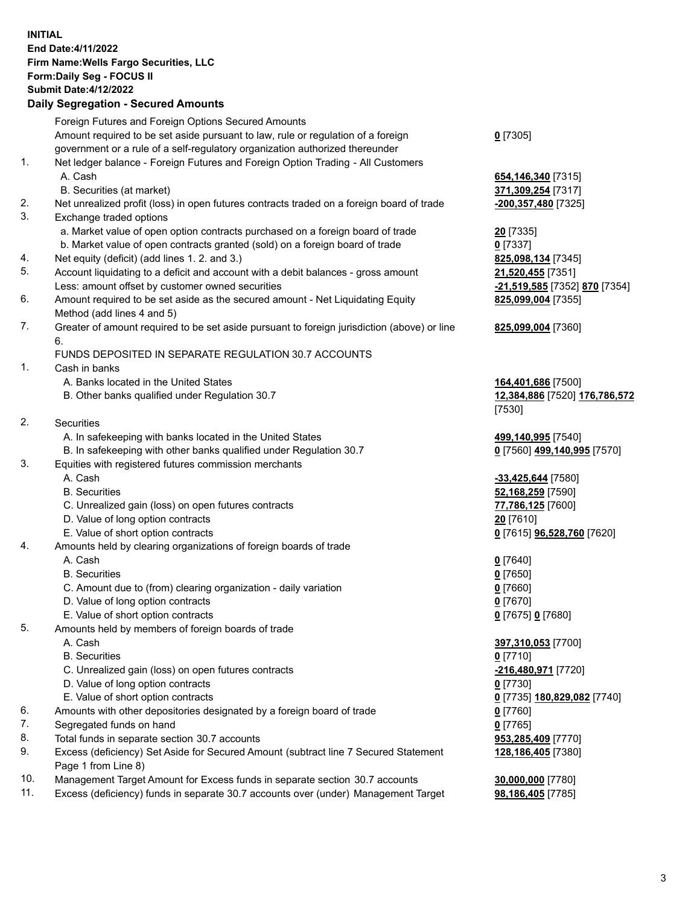**INITIAL**
**End Date:4/11/2022**
**Firm Name:Wells Fargo Securities, LLC**
**Form:Daily Seg - FOCUS II**
**Submit Date:4/12/2022**

## Daily Segregation - Secured Amounts

| | | |
|---|---|---|
| | Foreign Futures and Foreign Options Secured Amounts | |
| | Amount required to be set aside pursuant to law, rule or regulation of a foreign government or a rule of a self-regulatory organization authorized thereunder | **0** [7305] |
| 1. | Net ledger balance - Foreign Futures and Foreign Option Trading - All Customers | |
| | A. Cash | **654,146,340** [7315] |
| | B. Securities (at market) | **371,309,254** [7317] |
| 2. | Net unrealized profit (loss) in open futures contracts traded on a foreign board of trade | **-200,357,480** [7325] |
| 3. | Exchange traded options | |
| | a. Market value of open option contracts purchased on a foreign board of trade | **20** [7335] |
| | b. Market value of open contracts granted (sold) on a foreign board of trade | **0** [7337] |
| 4. | Net equity (deficit) (add lines 1. 2. and 3.) | **825,098,134** [7345] |
| 5. | Account liquidating to a deficit and account with a debit balances - gross amount | **21,520,455** [7351] |
| | Less: amount offset by customer owned securities | **-21,519,585** [7352] **870** [7354] |
| 6. | Amount required to be set aside as the secured amount - Net Liquidating Equity Method (add lines 4 and 5) | **825,099,004** [7355] |
| 7. | Greater of amount required to be set aside pursuant to foreign jurisdiction (above) or line 6. | **825,099,004** [7360] |
| | FUNDS DEPOSITED IN SEPARATE REGULATION 30.7 ACCOUNTS | |
| 1. | Cash in banks | |
| | A. Banks located in the United States | **164,401,686** [7500] |
| | B. Other banks qualified under Regulation 30.7 | **12,384,886** [7520] **176,786,572** [7530] |
| 2. | Securities | |
| | A. In safekeeping with banks located in the United States | **499,140,995** [7540] |
| | B. In safekeeping with other banks qualified under Regulation 30.7 | **0** [7560] **499,140,995** [7570] |
| 3. | Equities with registered futures commission merchants | |
| | A. Cash | **-33,425,644** [7580] |
| | B. Securities | **52,168,259** [7590] |
| | C. Unrealized gain (loss) on open futures contracts | **77,786,125** [7600] |
| | D. Value of long option contracts | **20** [7610] |
| | E. Value of short option contracts | **0** [7615] **96,528,760** [7620] |
| 4. | Amounts held by clearing organizations of foreign boards of trade | |
| | A. Cash | **0** [7640] |
| | B. Securities | **0** [7650] |
| | C. Amount due to (from) clearing organization - daily variation | **0** [7660] |
| | D. Value of long option contracts | **0** [7670] |
| | E. Value of short option contracts | **0** [7675] **0** [7680] |
| 5. | Amounts held by members of foreign boards of trade | |
| | A. Cash | **397,310,053** [7700] |
| | B. Securities | **0** [7710] |
| | C. Unrealized gain (loss) on open futures contracts | **-216,480,971** [7720] |
| | D. Value of long option contracts | **0** [7730] |
| | E. Value of short option contracts | **0** [7735] **180,829,082** [7740] |
| 6. | Amounts with other depositories designated by a foreign board of trade | **0** [7760] |
| 7. | Segregated funds on hand | **0** [7765] |
| 8. | Total funds in separate section 30.7 accounts | **953,285,409** [7770] |
| 9. | Excess (deficiency) Set Aside for Secured Amount (subtract line 7 Secured Statement Page 1 from Line 8) | **128,186,405** [7380] |
| 10. | Management Target Amount for Excess funds in separate section 30.7 accounts | **30,000,000** [7780] |
| 11. | Excess (deficiency) funds in separate 30.7 accounts over (under) Management Target | **98,186,405** [7785] |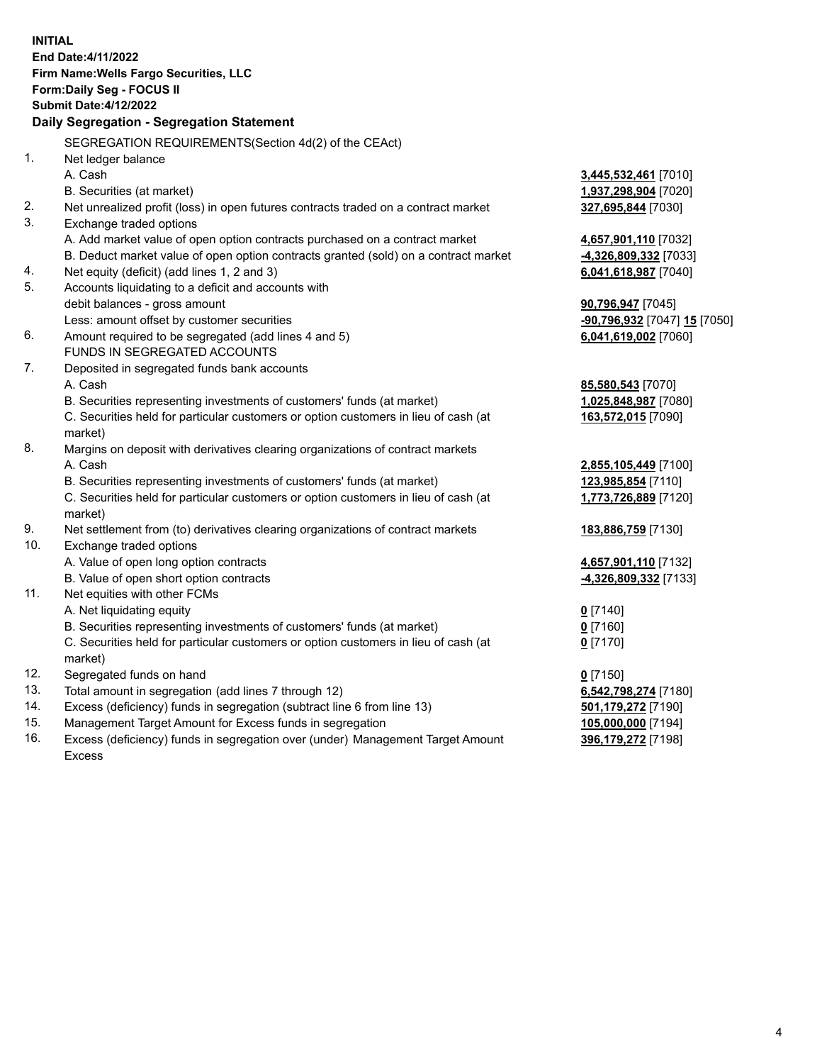**INITIAL**
**End Date:4/11/2022**
**Firm Name:Wells Fargo Securities, LLC**
**Form:Daily Seg - FOCUS II**
**Submit Date:4/12/2022**

### Daily Segregation - Segregation Statement

SEGREGATION REQUIREMENTS(Section 4d(2) of the CEAct)

| | | |
|---|---|---|
| 1. | Net ledger balance | |
| | A. Cash | **3,445,532,461** [7010] |
| | B. Securities (at market) | **1,937,298,904** [7020] |
| 2. | Net unrealized profit (loss) in open futures contracts traded on a contract market | **327,695,844** [7030] |
| 3. | Exchange traded options | |
| | A. Add market value of open option contracts purchased on a contract market | **4,657,901,110** [7032] |
| | B. Deduct market value of open option contracts granted (sold) on a contract market | **-4,326,809,332** [7033] |
| 4. | Net equity (deficit) (add lines 1, 2 and 3) | **6,041,618,987** [7040] |
| 5. | Accounts liquidating to a deficit and accounts with debit balances - gross amount | **90,796,947** [7045] |
| | Less: amount offset by customer securities | **-90,796,932** [7047] **15** [7050] |
| 6. | Amount required to be segregated (add lines 4 and 5) | **6,041,619,002** [7060] |
| | FUNDS IN SEGREGATED ACCOUNTS | |
| 7. | Deposited in segregated funds bank accounts | |
| | A. Cash | **85,580,543** [7070] |
| | B. Securities representing investments of customers' funds (at market) | **1,025,848,987** [7080] |
| | C. Securities held for particular customers or option customers in lieu of cash (at market) | **163,572,015** [7090] |
| 8. | Margins on deposit with derivatives clearing organizations of contract markets | |
| | A. Cash | **2,855,105,449** [7100] |
| | B. Securities representing investments of customers' funds (at market) | **123,985,854** [7110] |
| | C. Securities held for particular customers or option customers in lieu of cash (at market) | **1,773,726,889** [7120] |
| 9. | Net settlement from (to) derivatives clearing organizations of contract markets | **183,886,759** [7130] |
| 10. | Exchange traded options | |
| | A. Value of open long option contracts | **4,657,901,110** [7132] |
| | B. Value of open short option contracts | **-4,326,809,332** [7133] |
| 11. | Net equities with other FCMs | |
| | A. Net liquidating equity | **0** [7140] |
| | B. Securities representing investments of customers' funds (at market) | **0** [7160] |
| | C. Securities held for particular customers or option customers in lieu of cash (at market) | **0** [7170] |
| 12. | Segregated funds on hand | **0** [7150] |
| 13. | Total amount in segregation (add lines 7 through 12) | **6,542,798,274** [7180] |
| 14. | Excess (deficiency) funds in segregation (subtract line 6 from line 13) | **501,179,272** [7190] |
| 15. | Management Target Amount for Excess funds in segregation | **105,000,000** [7194] |
| 16. | Excess (deficiency) funds in segregation over (under) Management Target Amount Excess | **396,179,272** [7198] |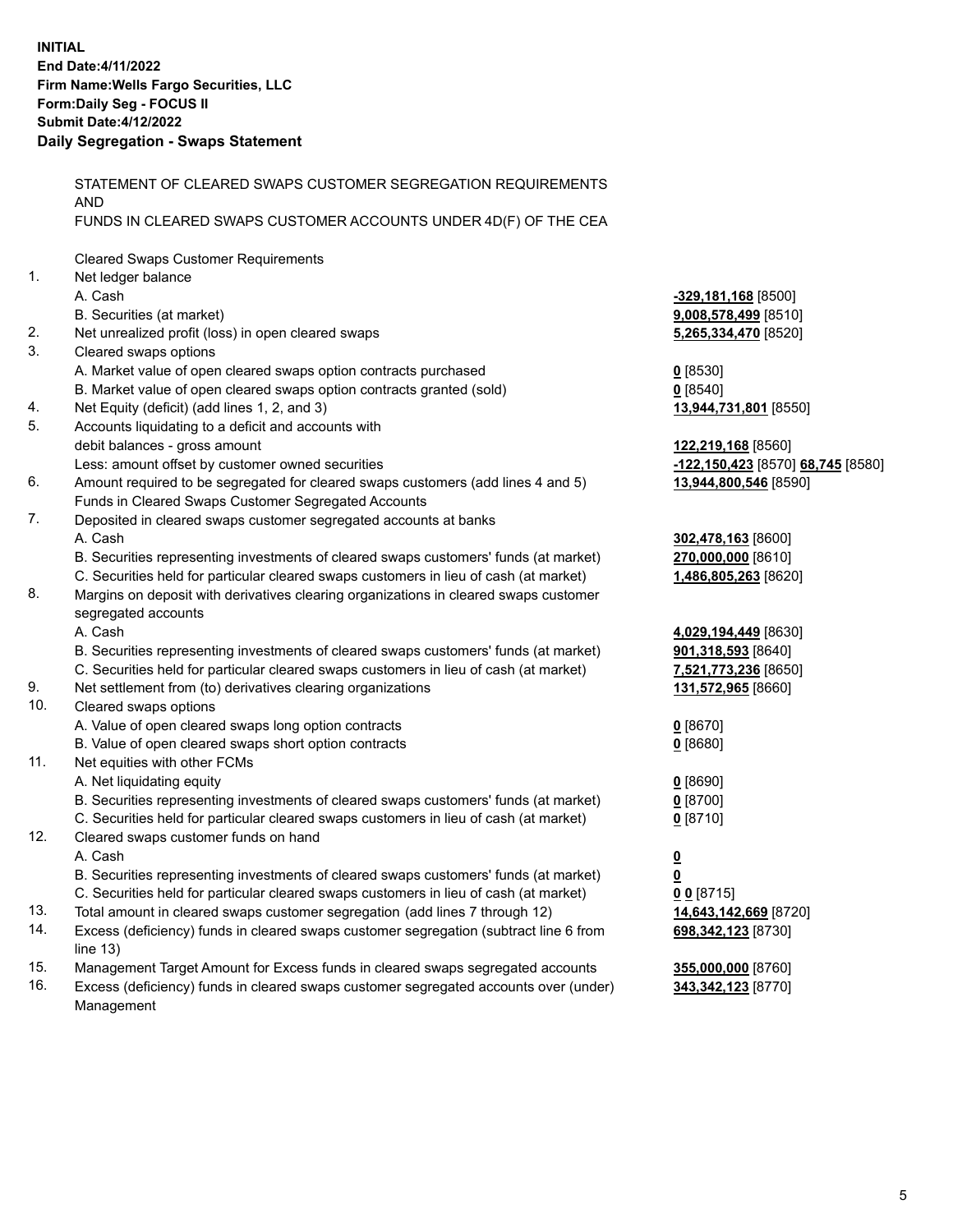**INITIAL**
**End Date:4/11/2022**
**Firm Name:Wells Fargo Securities, LLC**
**Form:Daily Seg - FOCUS II**
**Submit Date:4/12/2022**
**Daily Segregation - Swaps Statement**

STATEMENT OF CLEARED SWAPS CUSTOMER SEGREGATION REQUIREMENTS AND FUNDS IN CLEARED SWAPS CUSTOMER ACCOUNTS UNDER 4D(F) OF THE CEA

| | | |
|---|---|---|
| | Cleared Swaps Customer Requirements | |
| 1. | Net ledger balance | |
| | A. Cash | **-329,181,168** [8500] |
| | B. Securities (at market) | **9,008,578,499** [8510] |
| 2. | Net unrealized profit (loss) in open cleared swaps | **5,265,334,470** [8520] |
| 3. | Cleared swaps options | |
| | A. Market value of open cleared swaps option contracts purchased | **0** [8530] |
| | B. Market value of open cleared swaps option contracts granted (sold) | **0** [8540] |
| 4. | Net Equity (deficit) (add lines 1, 2, and 3) | **13,944,731,801** [8550] |
| 5. | Accounts liquidating to a deficit and accounts with debit balances - gross amount | **122,219,168** [8560] |
| | Less: amount offset by customer owned securities | **-122,150,423** [8570] **68,745** [8580] |
| 6. | Amount required to be segregated for cleared swaps customers (add lines 4 and 5) | **13,944,800,546** [8590] |
| | Funds in Cleared Swaps Customer Segregated Accounts | |
| 7. | Deposited in cleared swaps customer segregated accounts at banks | |
| | A. Cash | **302,478,163** [8600] |
| | B. Securities representing investments of cleared swaps customers' funds (at market) | **270,000,000** [8610] |
| | C. Securities held for particular cleared swaps customers in lieu of cash (at market) | **1,486,805,263** [8620] |
| 8. | Margins on deposit with derivatives clearing organizations in cleared swaps customer segregated accounts | |
| | A. Cash | **4,029,194,449** [8630] |
| | B. Securities representing investments of cleared swaps customers' funds (at market) | **901,318,593** [8640] |
| | C. Securities held for particular cleared swaps customers in lieu of cash (at market) | **7,521,773,236** [8650] |
| 9. | Net settlement from (to) derivatives clearing organizations | **131,572,965** [8660] |
| 10. | Cleared swaps options | |
| | A. Value of open cleared swaps long option contracts | **0** [8670] |
| | B. Value of open cleared swaps short option contracts | **0** [8680] |
| 11. | Net equities with other FCMs | |
| | A. Net liquidating equity | **0** [8690] |
| | B. Securities representing investments of cleared swaps customers' funds (at market) | **0** [8700] |
| | C. Securities held for particular cleared swaps customers in lieu of cash (at market) | **0** [8710] |
| 12. | Cleared swaps customer funds on hand | |
| | A. Cash | **0** |
| | B. Securities representing investments of cleared swaps customers' funds (at market) | **0** |
| | C. Securities held for particular cleared swaps customers in lieu of cash (at market) | **0** **0** [8715] |
| 13. | Total amount in cleared swaps customer segregation (add lines 7 through 12) | **14,643,142,669** [8720] |
| 14. | Excess (deficiency) funds in cleared swaps customer segregation (subtract line 6 from line 13) | **698,342,123** [8730] |
| 15. | Management Target Amount for Excess funds in cleared swaps segregated accounts | **355,000,000** [8760] |
| 16. | Excess (deficiency) funds in cleared swaps customer segregated accounts over (under) Management | **343,342,123** [8770] |